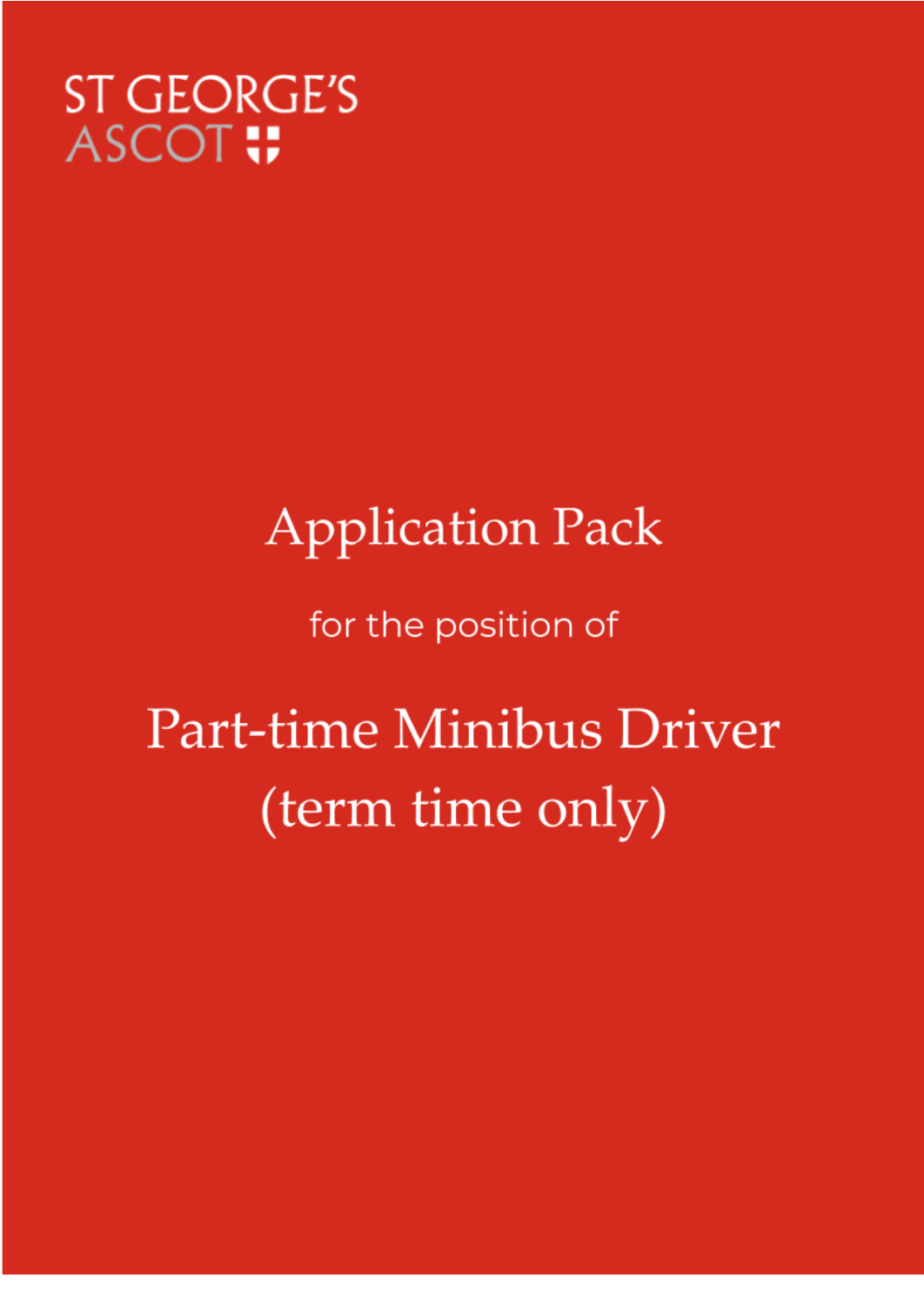ST GEORGE'S
ASCOT

# Application Pack

for the position of

# Part-time Minibus Driver (term time only)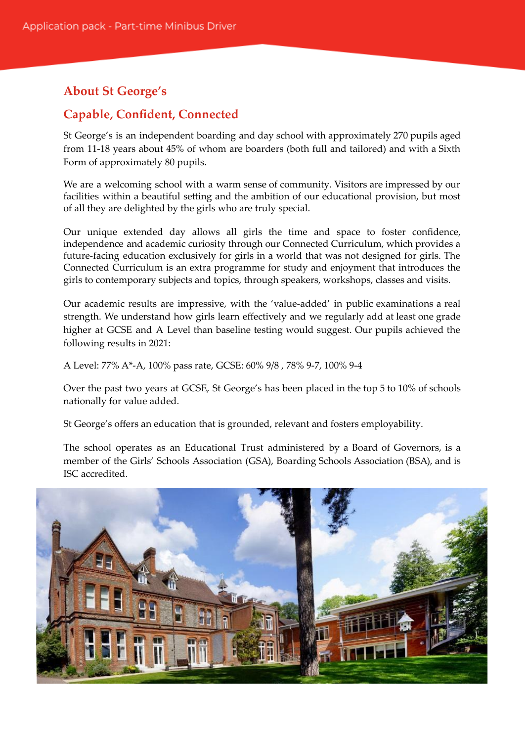## About St George's

## Capable, Confident, Connected

St George's is an independent boarding and day school with approximately 270 pupils aged from 11-18 years about 45% of whom are boarders (both full and tailored) and with a Sixth Form of approximately 80 pupils.

We are a welcoming school with a warm sense of community. Visitors are impressed by our facilities within a beautiful setting and the ambition of our educational provision, but most of all they are delighted by the girls who are truly special.

Our unique extended day allows all girls the time and space to foster confidence, independence and academic curiosity through our Connected Curriculum, which provides a future-facing education exclusively for girls in a world that was not designed for girls. The Connected Curriculum is an extra programme for study and enjoyment that introduces the girls to contemporary subjects and topics, through speakers, workshops, classes and visits.

Our academic results are impressive, with the 'value-added' in public examinations a real strength. We understand how girls learn effectively and we regularly add at least one grade higher at GCSE and A Level than baseline testing would suggest. Our pupils achieved the following results in 2021:

A Level: 77% A*-A, 100% pass rate, GCSE: 60% 9/8 , 78% 9-7, 100% 9-4

Over the past two years at GCSE, St George's has been placed in the top 5 to 10% of schools nationally for value added.

St George's offers an education that is grounded, relevant and fosters employability.

The school operates as an Educational Trust administered by a Board of Governors, is a member of the Girls' Schools Association (GSA), Boarding Schools Association (BSA), and is ISC accredited.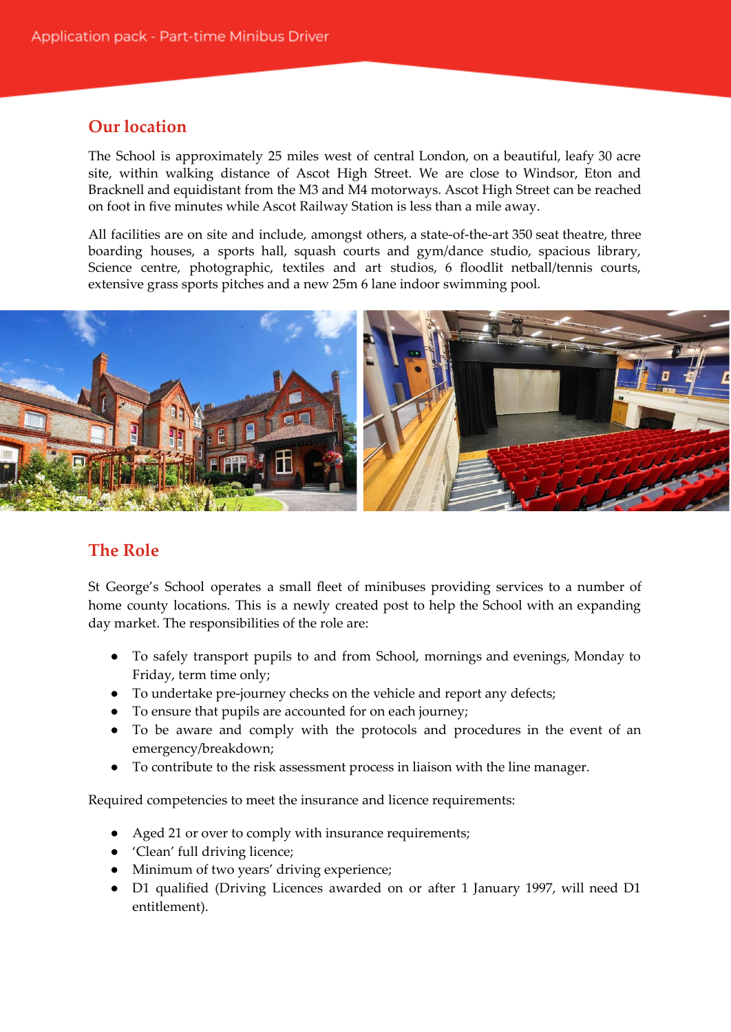## Our location

The School is approximately 25 miles west of central London, on a beautiful, leafy 30 acre site, within walking distance of Ascot High Street. We are close to Windsor, Eton and Bracknell and equidistant from the M3 and M4 motorways. Ascot High Street can be reached on foot in five minutes while Ascot Railway Station is less than a mile away.

All facilities are on site and include, amongst others, a state-of-the-art 350 seat theatre, three boarding houses, a sports hall, squash courts and gym/dance studio, spacious library, Science centre, photographic, textiles and art studios, 6 floodlit netball/tennis courts, extensive grass sports pitches and a new 25m 6 lane indoor swimming pool.

## The Role

St George's School operates a small fleet of minibuses providing services to a number of home county locations. This is a newly created post to help the School with an expanding day market. The responsibilities of the role are:

- To safely transport pupils to and from School, mornings and evenings, Monday to Friday, term time only;
- To undertake pre-journey checks on the vehicle and report any defects;
- To ensure that pupils are accounted for on each journey;
- To be aware and comply with the protocols and procedures in the event of an emergency/breakdown;
- To contribute to the risk assessment process in liaison with the line manager.

Required competencies to meet the insurance and licence requirements:

- Aged 21 or over to comply with insurance requirements;
- 'Clean' full driving licence;
- Minimum of two years' driving experience;
- D1 qualified (Driving Licences awarded on or after 1 January 1997, will need D1 entitlement).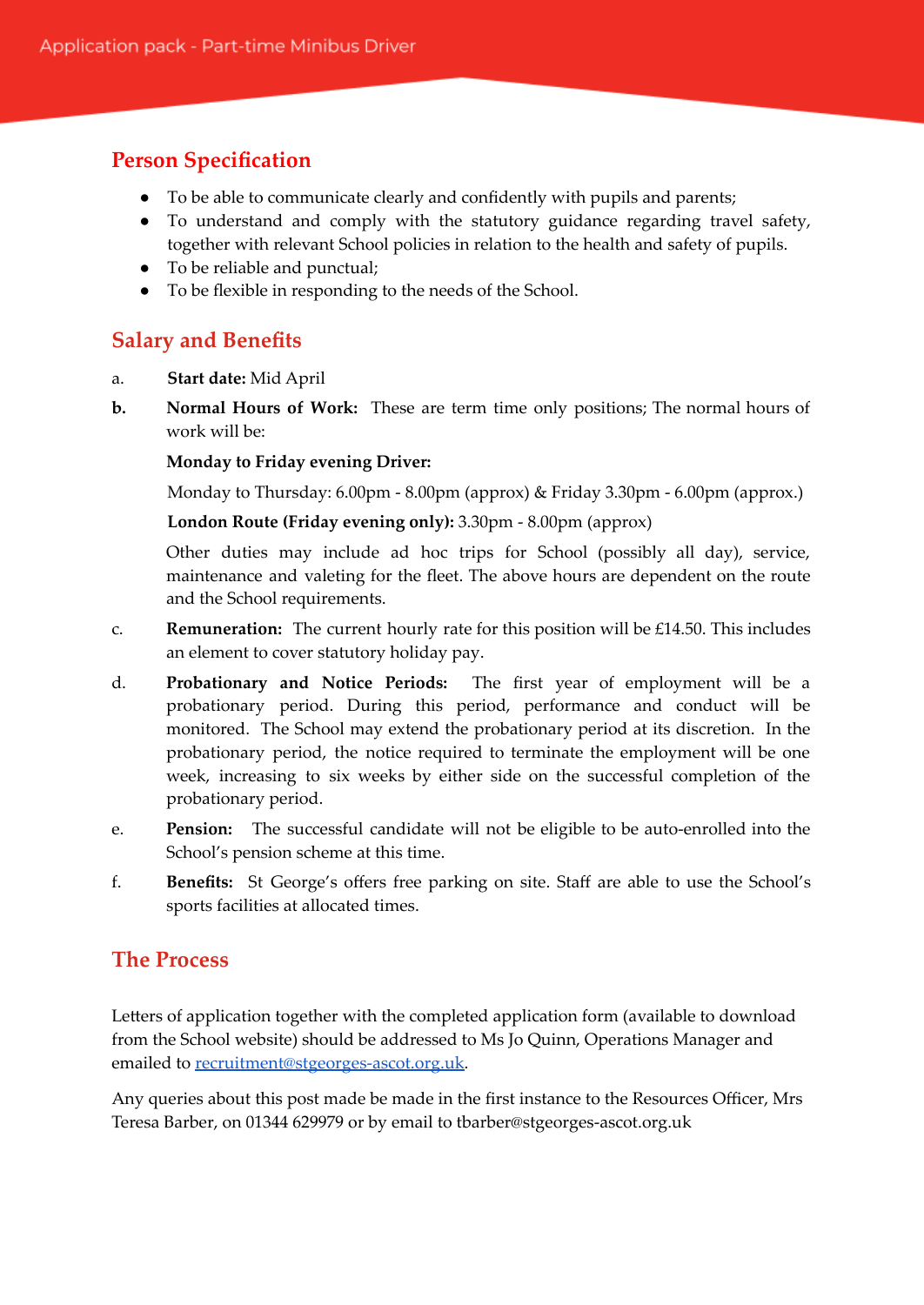## Person Specification

- To be able to communicate clearly and confidently with pupils and parents;
- To understand and comply with the statutory guidance regarding travel safety, together with relevant School policies in relation to the health and safety of pupils.
- To be reliable and punctual;
- To be flexible in responding to the needs of the School.

## Salary and Benefits

a. **Start date:** Mid April

b. **Normal Hours of Work:** These are term time only positions; The normal hours of work will be:

   **Monday to Friday evening Driver:**

   Monday to Thursday: 6.00pm - 8.00pm (approx) & Friday 3.30pm - 6.00pm (approx.)

   **London Route (Friday evening only):** 3.30pm - 8.00pm (approx)

   Other duties may include ad hoc trips for School (possibly all day), service, maintenance and valeting for the fleet. The above hours are dependent on the route and the School requirements.

c. **Remuneration:** The current hourly rate for this position will be £14.50. This includes an element to cover statutory holiday pay.

d. **Probationary and Notice Periods:** The first year of employment will be a probationary period. During this period, performance and conduct will be monitored. The School may extend the probationary period at its discretion. In the probationary period, the notice required to terminate the employment will be one week, increasing to six weeks by either side on the successful completion of the probationary period.

e. **Pension:** The successful candidate will not be eligible to be auto-enrolled into the School's pension scheme at this time.

f. **Benefits:** St George's offers free parking on site. Staff are able to use the School's sports facilities at allocated times.

## The Process

Letters of application together with the completed application form (available to download from the School website) should be addressed to Ms Jo Quinn, Operations Manager and emailed to recruitment@stgeorges-ascot.org.uk.

Any queries about this post made be made in the first instance to the Resources Officer, Mrs Teresa Barber, on 01344 629979 or by email to tbarber@stgeorges-ascot.org.uk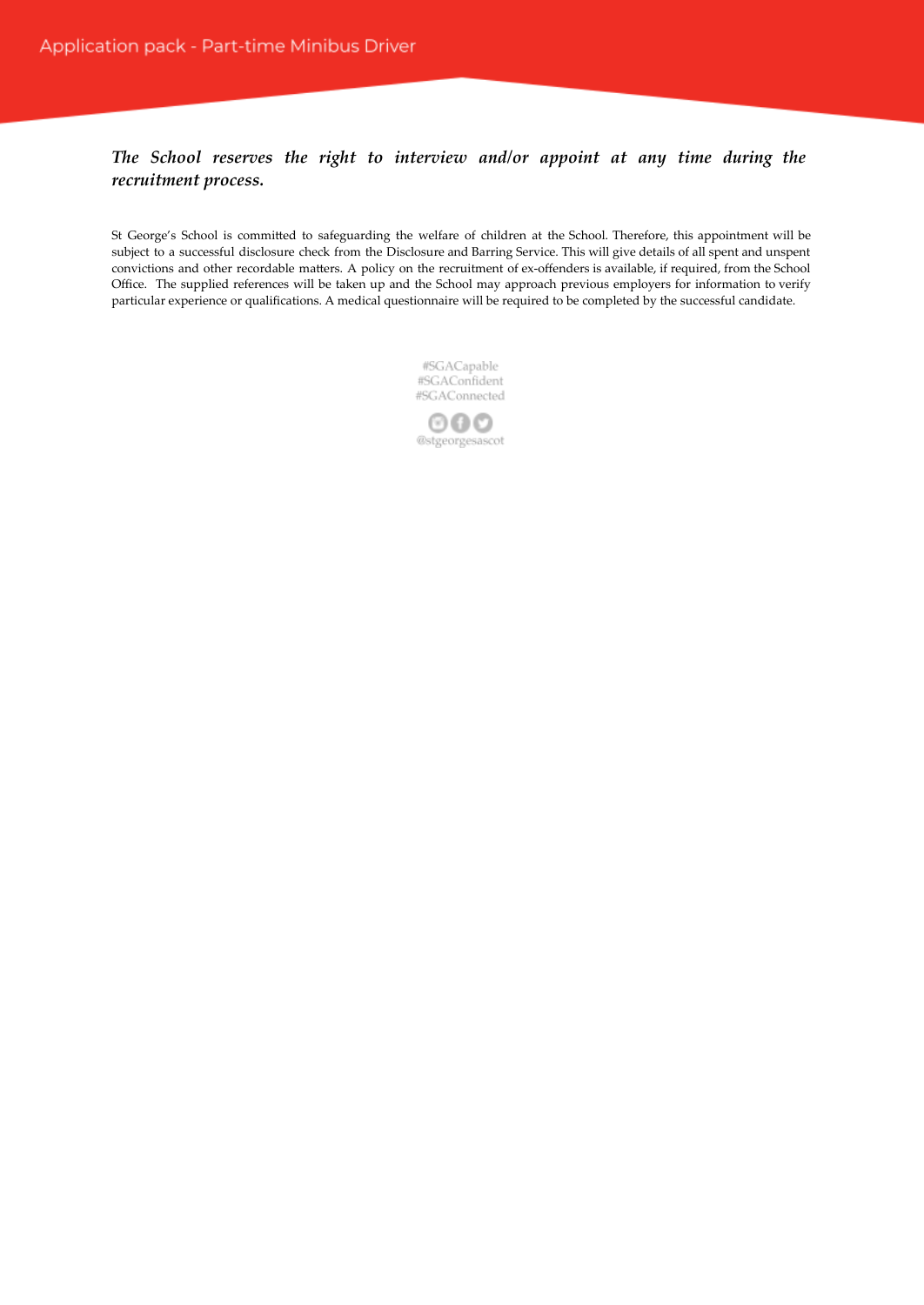***The School reserves the right to interview and/or appoint at any time during the recruitment process.***

St George's School is committed to safeguarding the welfare of children at the School. Therefore, this appointment will be subject to a successful disclosure check from the Disclosure and Barring Service. This will give details of all spent and unspent convictions and other recordable matters. A policy on the recruitment of ex-offenders is available, if required, from the School Office. The supplied references will be taken up and the School may approach previous employers for information to verify particular experience or qualifications. A medical questionnaire will be required to be completed by the successful candidate.

#SGACapable
#SGAConfident
#SGAConnected

@stgeorgesascot